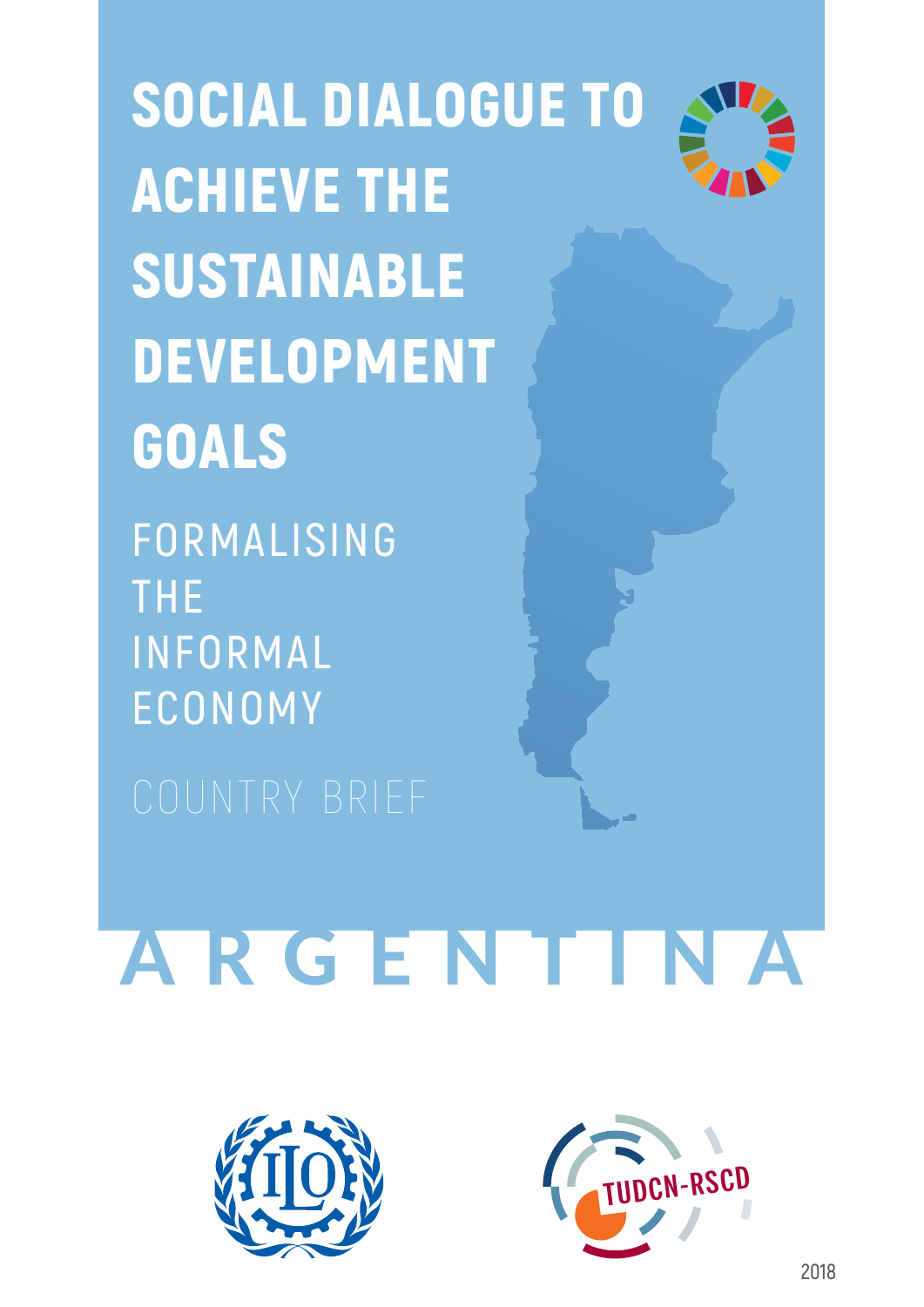# SOCIAL DIALOGUE TO ACHIEVE THE SUSTAINABLE DEVELOPMENT GOALS

## FORMALISING THE INFORMAL ECONOMY

COUNTRY BRIEF

# ARGENTINA

TUDCN-RSCD

2018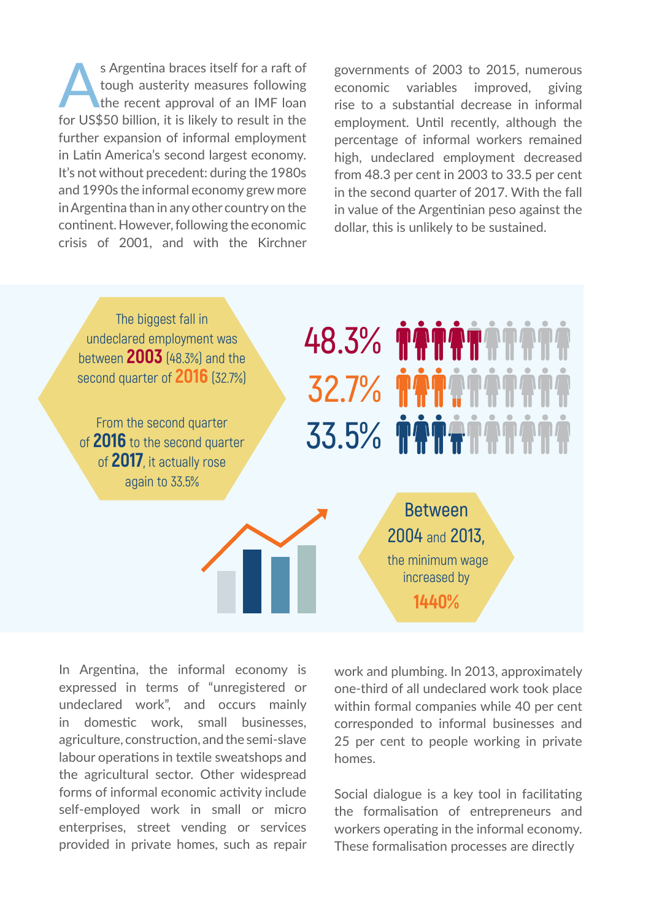As Argentina braces itself for a raft of tough austerity measures following the recent approval of an IMF loan for US$50 billion, it is likely to result in the further expansion of informal employment in Latin America's second largest economy. It's not without precedent: during the 1980s and 1990s the informal economy grew more in Argentina than in any other country on the continent. However, following the economic crisis of 2001, and with the Kirchner governments of 2003 to 2015, numerous economic variables improved, giving rise to a substantial decrease in informal employment. Until recently, although the percentage of informal workers remained high, undeclared employment decreased from 48.3 per cent in 2003 to 33.5 per cent in the second quarter of 2017. With the fall in value of the Argentinian peso against the dollar, this is unlikely to be sustained.

The biggest fall in undeclared employment was between **2003** (48.3%) and the second quarter of **2016** (32.7%)

From the second quarter of **2016** to the second quarter of **2017**, it actually rose again to 33.5%

48.3%

32.7%

33.5%

Between 2004 and 2013, the minimum wage increased by **1440%**

In Argentina, the informal economy is expressed in terms of "unregistered or undeclared work", and occurs mainly in domestic work, small businesses, agriculture, construction, and the semi-slave labour operations in textile sweatshops and the agricultural sector. Other widespread forms of informal economic activity include self-employed work in small or micro enterprises, street vending or services provided in private homes, such as repair work and plumbing. In 2013, approximately one-third of all undeclared work took place within formal companies while 40 per cent corresponded to informal businesses and 25 per cent to people working in private homes.

Social dialogue is a key tool in facilitating the formalisation of entrepreneurs and workers operating in the informal economy. These formalisation processes are directly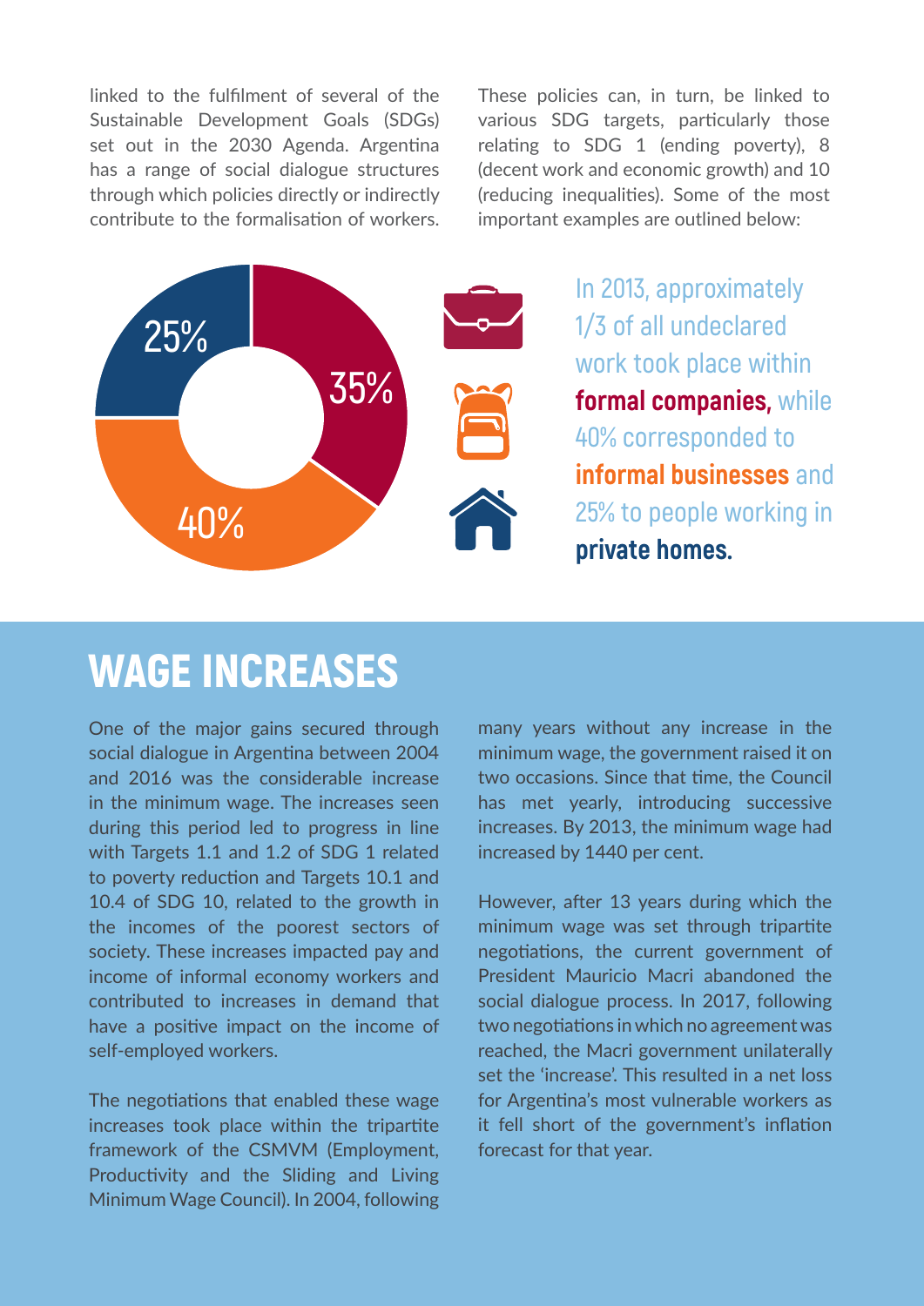linked to the fulfilment of several of the Sustainable Development Goals (SDGs) set out in the 2030 Agenda. Argentina has a range of social dialogue structures through which policies directly or indirectly contribute to the formalisation of workers.

These policies can, in turn, be linked to various SDG targets, particularly those relating to SDG 1 (ending poverty), 8 (decent work and economic growth) and 10 (reducing inequalities). Some of the most important examples are outlined below:

25%
35%
40%

In 2013, approximately 1/3 of all undeclared work took place within **formal companies,** while 40% corresponded to **informal businesses** and 25% to people working in **private homes.**

# WAGE INCREASES

One of the major gains secured through social dialogue in Argentina between 2004 and 2016 was the considerable increase in the minimum wage. The increases seen during this period led to progress in line with Targets 1.1 and 1.2 of SDG 1 related to poverty reduction and Targets 10.1 and 10.4 of SDG 10, related to the growth in the incomes of the poorest sectors of society. These increases impacted pay and income of informal economy workers and contributed to increases in demand that have a positive impact on the income of self-employed workers.

The negotiations that enabled these wage increases took place within the tripartite framework of the CSMVM (Employment, Productivity and the Sliding and Living Minimum Wage Council). In 2004, following many years without any increase in the minimum wage, the government raised it on two occasions. Since that time, the Council has met yearly, introducing successive increases. By 2013, the minimum wage had increased by 1440 per cent.

However, after 13 years during which the minimum wage was set through tripartite negotiations, the current government of President Mauricio Macri abandoned the social dialogue process. In 2017, following two negotiations in which no agreement was reached, the Macri government unilaterally set the 'increase'. This resulted in a net loss for Argentina's most vulnerable workers as it fell short of the government's inflation forecast for that year.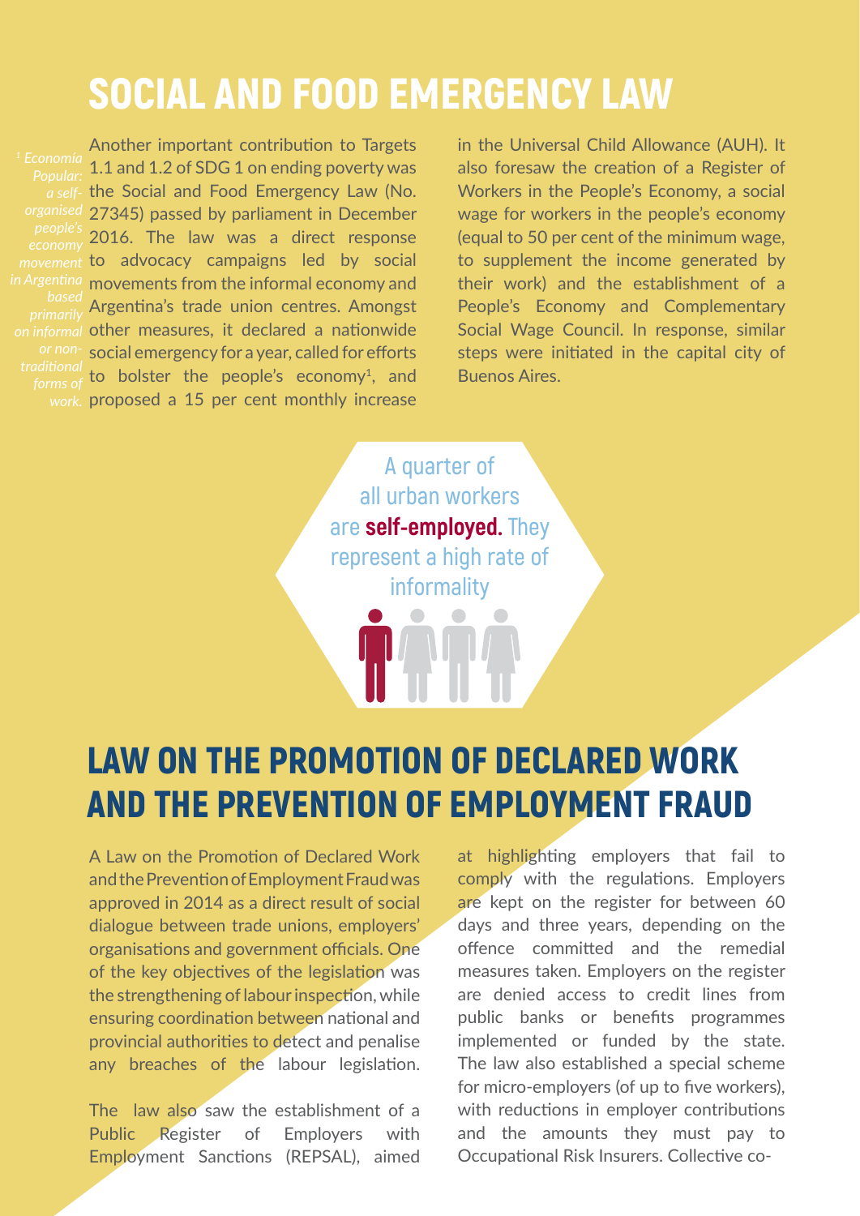# SOCIAL AND FOOD EMERGENCY LAW

Another important contribution to Targets 1.1 and 1.2 of SDG 1 on ending poverty was the Social and Food Emergency Law (No. 27345) passed by parliament in December 2016. The law was a direct response to advocacy campaigns led by social movements from the informal economy and Argentina's trade union centres. Amongst other measures, it declared a nationwide social emergency for a year, called for efforts to bolster the people's economy[1], and proposed a 15 per cent monthly increase in the Universal Child Allowance (AUH). It also foresaw the creation of a Register of Workers in the People's Economy, a social wage for workers in the people's economy (equal to 50 per cent of the minimum wage, to supplement the income generated by their work) and the establishment of a People's Economy and Complementary Social Wage Council. In response, similar steps were initiated in the capital city of Buenos Aires.

[1] *Economía Popular: a self-organised people's economy movement in Argentina based primarily on informal or non-traditional forms of work.*

A quarter of all urban workers are **self-employed.** They represent a high rate of informality

# LAW ON THE PROMOTION OF DECLARED WORK AND THE PREVENTION OF EMPLOYMENT FRAUD

A Law on the Promotion of Declared Work and the Prevention of Employment Fraud was approved in 2014 as a direct result of social dialogue between trade unions, employers' organisations and government officials. One of the key objectives of the legislation was the strengthening of labour inspection, while ensuring coordination between national and provincial authorities to detect and penalise any breaches of the labour legislation.

The law also saw the establishment of a Public Register of Employers with Employment Sanctions (REPSAL), aimed at highlighting employers that fail to comply with the regulations. Employers are kept on the register for between 60 days and three years, depending on the offence committed and the remedial measures taken. Employers on the register are denied access to credit lines from public banks or benefits programmes implemented or funded by the state. The law also established a special scheme for micro-employers (of up to five workers), with reductions in employer contributions and the amounts they must pay to Occupational Risk Insurers. Collective co-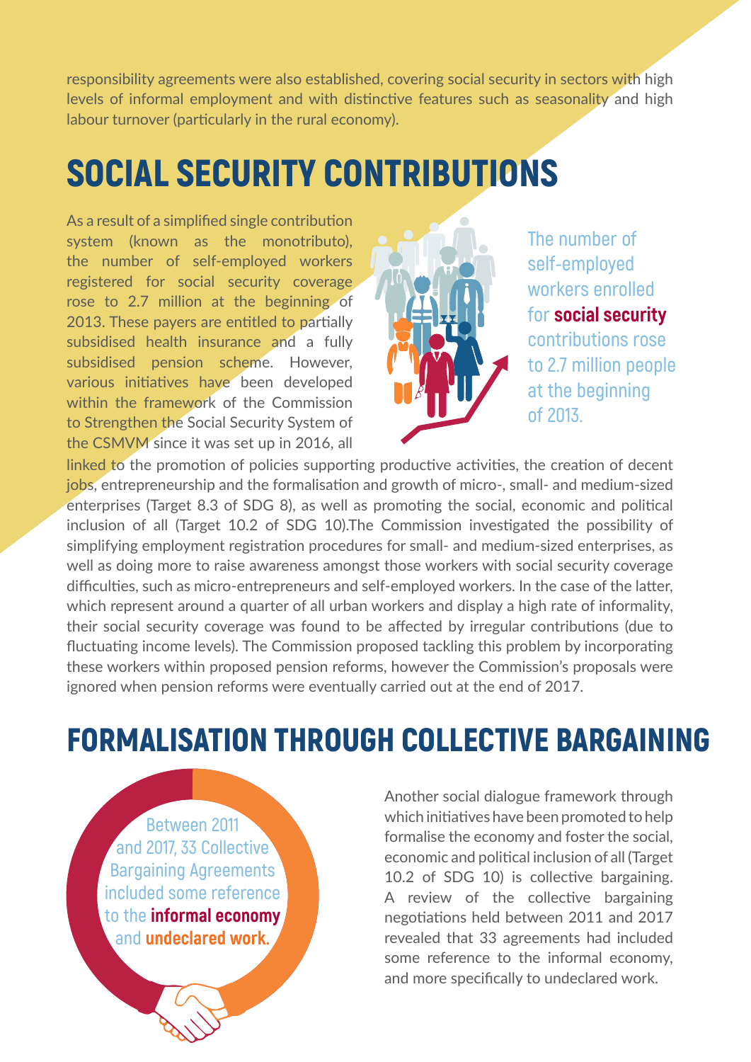responsibility agreements were also established, covering social security in sectors with high levels of informal employment and with distinctive features such as seasonality and high labour turnover (particularly in the rural economy).

## SOCIAL SECURITY CONTRIBUTIONS

As a result of a simplified single contribution system (known as the monotributo), the number of self-employed workers registered for social security coverage rose to 2.7 million at the beginning of 2013. These payers are entitled to partially subsidised health insurance and a fully subsidised pension scheme. However, various initiatives have been developed within the framework of the Commission to Strengthen the Social Security System of the CSMVM since it was set up in 2016, all linked to the promotion of policies supporting productive activities, the creation of decent jobs, entrepreneurship and the formalisation and growth of micro-, small- and medium-sized enterprises (Target 8.3 of SDG 8), as well as promoting the social, economic and political inclusion of all (Target 10.2 of SDG 10).The Commission investigated the possibility of simplifying employment registration procedures for small- and medium-sized enterprises, as well as doing more to raise awareness amongst those workers with social security coverage difficulties, such as micro-entrepreneurs and self-employed workers. In the case of the latter, which represent around a quarter of all urban workers and display a high rate of informality, their social security coverage was found to be affected by irregular contributions (due to fluctuating income levels). The Commission proposed tackling this problem by incorporating these workers within proposed pension reforms, however the Commission's proposals were ignored when pension reforms were eventually carried out at the end of 2017.

The number of self-employed workers enrolled for **social security** contributions rose to 2.7 million people at the beginning of 2013.

## FORMALISATION THROUGH COLLECTIVE BARGAINING

Between 2011 and 2017, 33 Collective Bargaining Agreements included some reference to the **informal economy** and **undeclared work.**

Another social dialogue framework through which initiatives have been promoted to help formalise the economy and foster the social, economic and political inclusion of all (Target 10.2 of SDG 10) is collective bargaining. A review of the collective bargaining negotiations held between 2011 and 2017 revealed that 33 agreements had included some reference to the informal economy, and more specifically to undeclared work.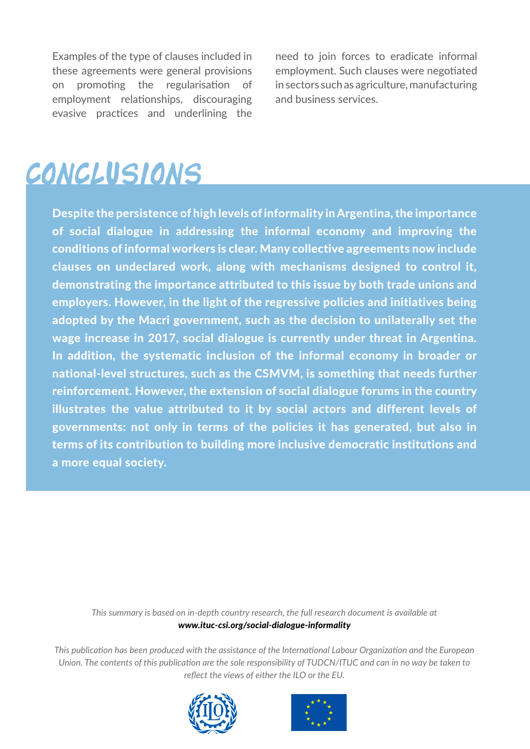Examples of the type of clauses included in these agreements were general provisions on promoting the regularisation of employment relationships, discouraging evasive practices and underlining the need to join forces to eradicate informal employment. Such clauses were negotiated in sectors such as agriculture, manufacturing and business services.

# CONCLUSIONS

**Despite the persistence of high levels of informality in Argentina, the importance of social dialogue in addressing the informal economy and improving the conditions of informal workers is clear. Many collective agreements now include clauses on undeclared work, along with mechanisms designed to control it, demonstrating the importance attributed to this issue by both trade unions and employers. However, in the light of the regressive policies and initiatives being adopted by the Macri government, such as the decision to unilaterally set the wage increase in 2017, social dialogue is currently under threat in Argentina. In addition, the systematic inclusion of the informal economy in broader or national-level structures, such as the CSMVM, is something that needs further reinforcement. However, the extension of social dialogue forums in the country illustrates the value attributed to it by social actors and different levels of governments: not only in terms of the policies it has generated, but also in terms of its contribution to building more inclusive democratic institutions and a more equal society.**

*This summary is based on in-depth country research, the full research document is available at* ***www.ituc-csi.org/social-dialogue-informality***

*This publication has been produced with the assistance of the International Labour Organization and the European Union. The contents of this publication are the sole responsibility of TUDCN/ITUC and can in no way be taken to reflect the views of either the ILO or the EU.*